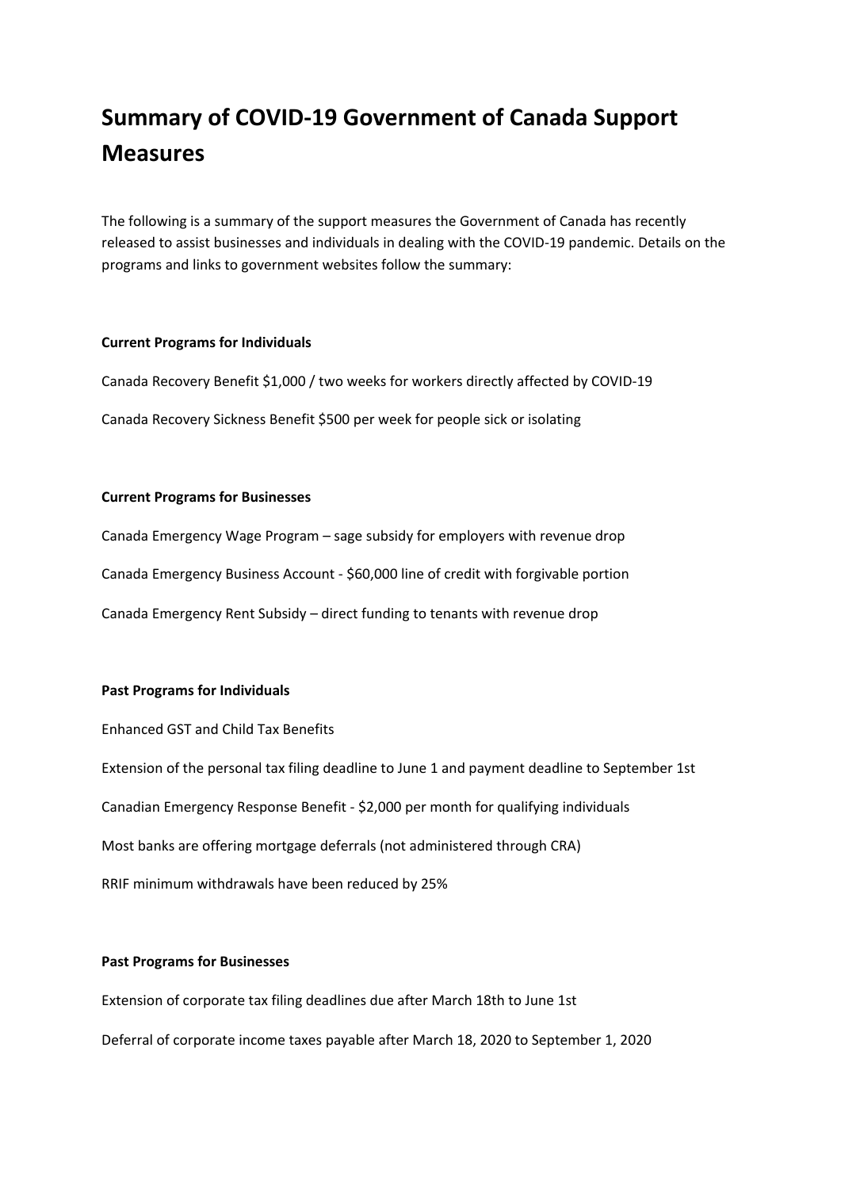# Summary of COVID-19 Government of Canada Support Measures

The following is a summary of the support measures the Government of Canada has recently released to assist businesses and individuals in dealing with the COVID-19 pandemic. Details on the programs and links to government websites follow the summary:

**Current Programs for Individuals**

Canada Recovery Benefit $1,000 / two weeks for workers directly affected by COVID-19

Canada Recovery Sickness Benefit $500 per week for people sick or isolating

**Current Programs for Businesses**

Canada Emergency Wage Program – sage subsidy for employers with revenue drop

Canada Emergency Business Account - $60,000 line of credit with forgivable portion

Canada Emergency Rent Subsidy – direct funding to tenants with revenue drop

**Past Programs for Individuals**

Enhanced GST and Child Tax Benefits

Extension of the personal tax filing deadline to June 1 and payment deadline to September 1st

Canadian Emergency Response Benefit - $2,000 per month for qualifying individuals

Most banks are offering mortgage deferrals (not administered through CRA)

RRIF minimum withdrawals have been reduced by 25%

**Past Programs for Businesses**

Extension of corporate tax filing deadlines due after March 18th to June 1st

Deferral of corporate income taxes payable after March 18, 2020 to September 1, 2020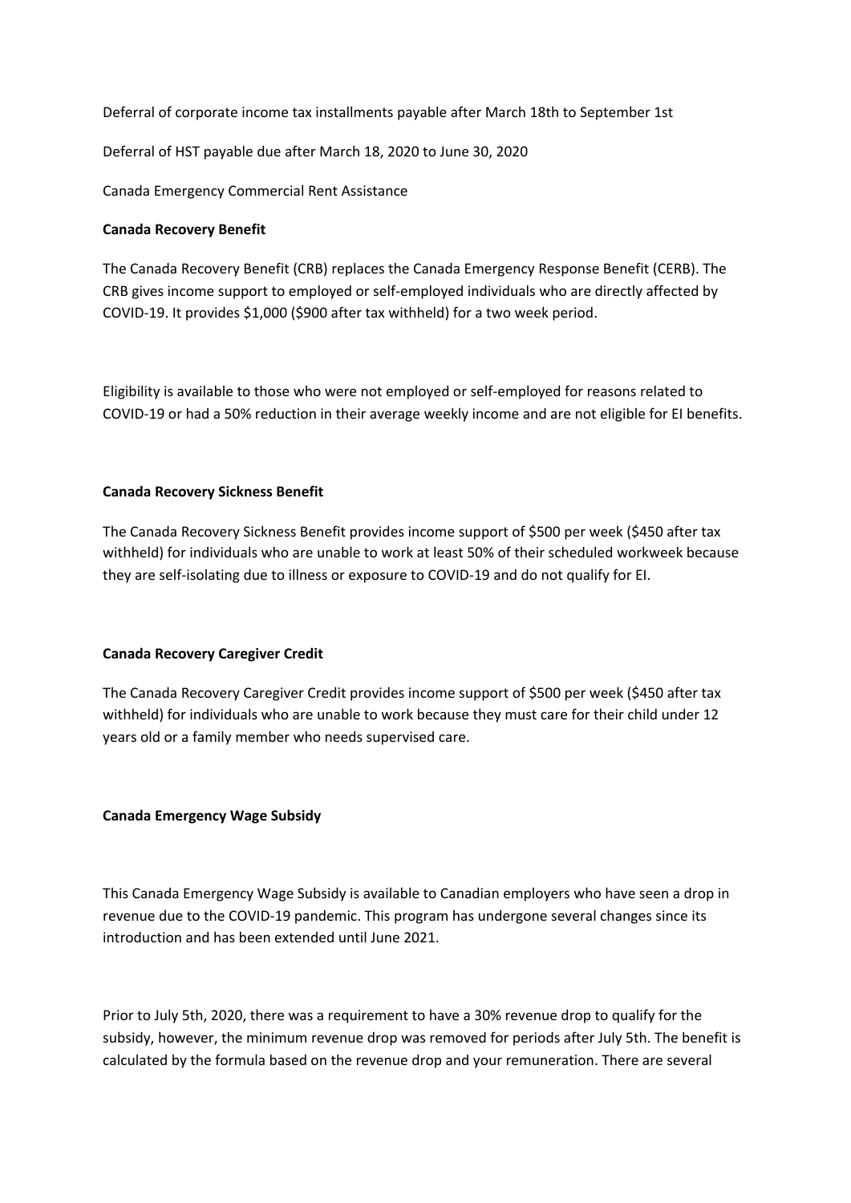Deferral of corporate income tax installments payable after March 18th to September 1st

Deferral of HST payable due after March 18, 2020 to June 30, 2020

Canada Emergency Commercial Rent Assistance

**Canada Recovery Benefit**

The Canada Recovery Benefit (CRB) replaces the Canada Emergency Response Benefit (CERB). The CRB gives income support to employed or self-employed individuals who are directly affected by COVID-19. It provides $1,000 ($900 after tax withheld) for a two week period.

Eligibility is available to those who were not employed or self-employed for reasons related to COVID-19 or had a 50% reduction in their average weekly income and are not eligible for EI benefits.

**Canada Recovery Sickness Benefit**

The Canada Recovery Sickness Benefit provides income support of $500 per week ($450 after tax withheld) for individuals who are unable to work at least 50% of their scheduled workweek because they are self-isolating due to illness or exposure to COVID-19 and do not qualify for EI.

**Canada Recovery Caregiver Credit**

The Canada Recovery Caregiver Credit provides income support of $500 per week ($450 after tax withheld) for individuals who are unable to work because they must care for their child under 12 years old or a family member who needs supervised care.

**Canada Emergency Wage Subsidy**

This Canada Emergency Wage Subsidy is available to Canadian employers who have seen a drop in revenue due to the COVID-19 pandemic. This program has undergone several changes since its introduction and has been extended until June 2021.

Prior to July 5th, 2020, there was a requirement to have a 30% revenue drop to qualify for the subsidy, however, the minimum revenue drop was removed for periods after July 5th. The benefit is calculated by the formula based on the revenue drop and your remuneration. There are several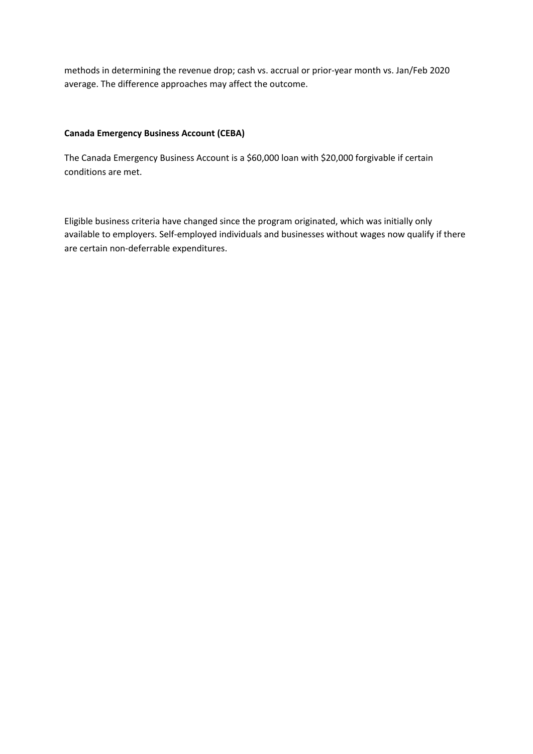methods in determining the revenue drop; cash vs. accrual or prior-year month vs. Jan/Feb 2020 average. The difference approaches may affect the outcome.

**Canada Emergency Business Account (CEBA)**

The Canada Emergency Business Account is a $60,000 loan with $20,000 forgivable if certain conditions are met.

Eligible business criteria have changed since the program originated, which was initially only available to employers. Self-employed individuals and businesses without wages now qualify if there are certain non-deferrable expenditures.